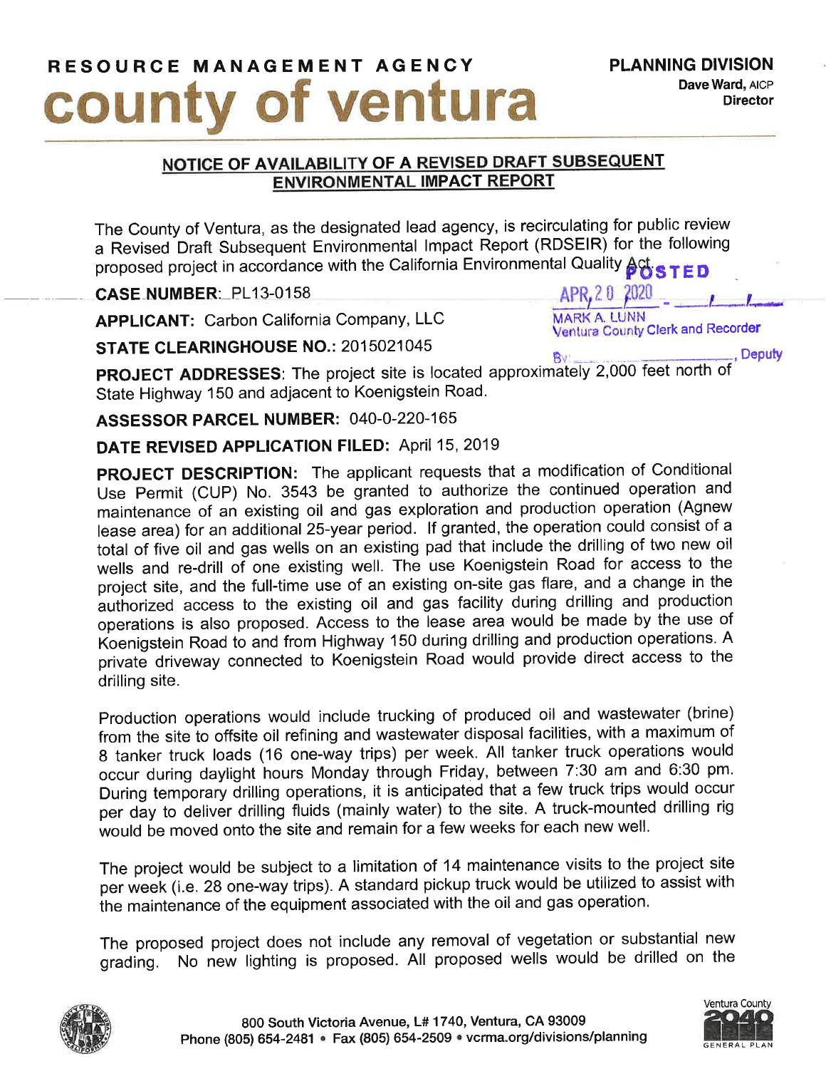# RESOURCE MANAGEMENT AGENCY
# county of ventura

**PLANNING DIVISION**
**Dave Ward,** AICP
**Director**

## NOTICE OF AVAILABILITY OF A REVISED DRAFT SUBSEQUENT ENVIRONMENTAL IMPACT REPORT

The County of Ventura, as the designated lead agency, is recirculating for public review a Revised Draft Subsequent Environmental Impact Report (RDSEIR) for the following proposed project in accordance with the California Environmental Quality Act.

POSTED
APR 20 2020
MARK A. LUNN
Ventura County Clerk and Recorder
By: ______________, Deputy

**CASE NUMBER:** PL13-0158

**APPLICANT:** Carbon California Company, LLC

**STATE CLEARINGHOUSE NO.:** 2015021045

**PROJECT ADDRESSES**: The project site is located approximately 2,000 feet north of State Highway 150 and adjacent to Koenigstein Road.

**ASSESSOR PARCEL NUMBER:** 040-0-220-165

**DATE REVISED APPLICATION FILED:** April 15, 2019

**PROJECT DESCRIPTION:** The applicant requests that a modification of Conditional Use Permit (CUP) No. 3543 be granted to authorize the continued operation and maintenance of an existing oil and gas exploration and production operation (Agnew lease area) for an additional 25-year period. If granted, the operation could consist of a total of five oil and gas wells on an existing pad that include the drilling of two new oil wells and re-drill of one existing well. The use Koenigstein Road for access to the project site, and the full-time use of an existing on-site gas flare, and a change in the authorized access to the existing oil and gas facility during drilling and production operations is also proposed. Access to the lease area would be made by the use of Koenigstein Road to and from Highway 150 during drilling and production operations. A private driveway connected to Koenigstein Road would provide direct access to the drilling site.

Production operations would include trucking of produced oil and wastewater (brine) from the site to offsite oil refining and wastewater disposal facilities, with a maximum of 8 tanker truck loads (16 one-way trips) per week. All tanker truck operations would occur during daylight hours Monday through Friday, between 7:30 am and 6:30 pm. During temporary drilling operations, it is anticipated that a few truck trips would occur per day to deliver drilling fluids (mainly water) to the site. A truck-mounted drilling rig would be moved onto the site and remain for a few weeks for each new well.

The project would be subject to a limitation of 14 maintenance visits to the project site per week (i.e. 28 one-way trips). A standard pickup truck would be utilized to assist with the maintenance of the equipment associated with the oil and gas operation.

The proposed project does not include any removal of vegetation or substantial new grading. No new lighting is proposed. All proposed wells would be drilled on the

800 South Victoria Avenue, L# 1740, Ventura, CA 93009
Phone (805) 654-2481 • Fax (805) 654-2509 • vcrma.org/divisions/planning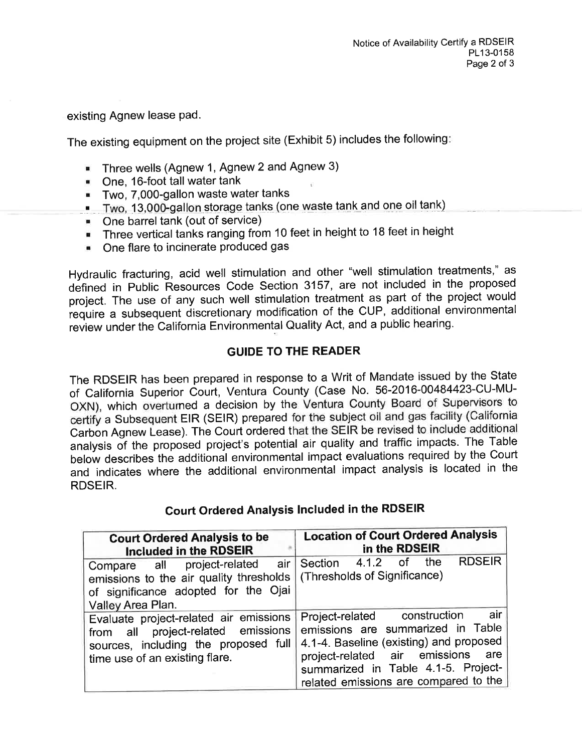existing Agnew lease pad.

The existing equipment on the project site (Exhibit 5) includes the following:

- Three wells (Agnew 1, Agnew 2 and Agnew 3)
- One, 16-foot tall water tank
- Two, 7,000-gallon waste water tanks
- Two, 13,000-gallon storage tanks (one waste tank and one oil tank)
- One barrel tank (out of service)
- Three vertical tanks ranging from 10 feet in height to 18 feet in height
- One flare to incinerate produced gas

Hydraulic fracturing, acid well stimulation and other "well stimulation treatments," as defined in Public Resources Code Section 3157, are not included in the proposed project. The use of any such well stimulation treatment as part of the project would require a subsequent discretionary modification of the CUP, additional environmental review under the California Environmental Quality Act, and a public hearing.

## GUIDE TO THE READER

The RDSEIR has been prepared in response to a Writ of Mandate issued by the State of California Superior Court, Ventura County (Case No. 56-2016-00484423-CU-MU-OXN), which overturned a decision by the Ventura County Board of Supervisors to certify a Subsequent EIR (SEIR) prepared for the subject oil and gas facility (California Carbon Agnew Lease). The Court ordered that the SEIR be revised to include additional analysis of the proposed project's potential air quality and traffic impacts. The Table below describes the additional environmental impact evaluations required by the Court and indicates where the additional environmental impact analysis is located in the RDSEIR.

### Court Ordered Analysis Included in the RDSEIR

| Court Ordered Analysis to be Included in the RDSEIR | Location of Court Ordered Analysis in the RDSEIR |
|---|---|
| Compare all project-related air emissions to the air quality thresholds of significance adopted for the Ojai Valley Area Plan. | Section 4.1.2 of the RDSEIR (Thresholds of Significance) |
| Evaluate project-related air emissions from all project-related emissions sources, including the proposed full time use of an existing flare. | Project-related construction air emissions are summarized in Table 4.1-4. Baseline (existing) and proposed project-related air emissions are summarized in Table 4.1-5. Project-related emissions are compared to the |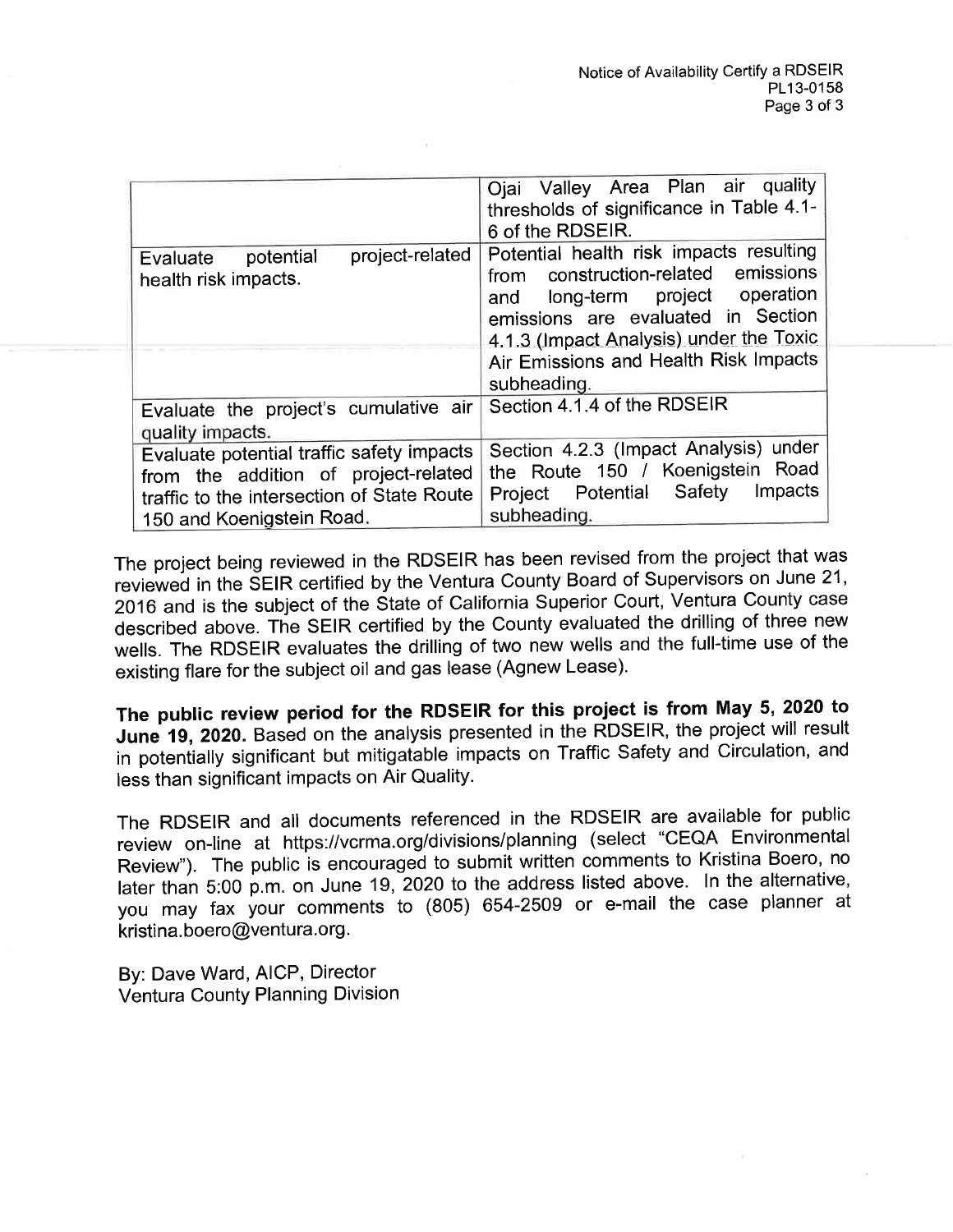| | |
|---|---|
| | Ojai Valley Area Plan air quality thresholds of significance in Table 4.1-6 of the RDSEIR. |
| Evaluate potential project-related health risk impacts. | Potential health risk impacts resulting from construction-related emissions and long-term project operation emissions are evaluated in Section 4.1.3 (Impact Analysis) under the Toxic Air Emissions and Health Risk Impacts subheading. |
| Evaluate the project's cumulative air quality impacts. | Section 4.1.4 of the RDSEIR |
| Evaluate potential traffic safety impacts from the addition of project-related traffic to the intersection of State Route 150 and Koenigstein Road. | Section 4.2.3 (Impact Analysis) under the Route 150 / Koenigstein Road Project Potential Safety Impacts subheading. |

The project being reviewed in the RDSEIR has been revised from the project that was reviewed in the SEIR certified by the Ventura County Board of Supervisors on June 21, 2016 and is the subject of the State of California Superior Court, Ventura County case described above. The SEIR certified by the County evaluated the drilling of three new wells. The RDSEIR evaluates the drilling of two new wells and the full-time use of the existing flare for the subject oil and gas lease (Agnew Lease).

**The public review period for the RDSEIR for this project is from May 5, 2020 to June 19, 2020.** Based on the analysis presented in the RDSEIR, the project will result in potentially significant but mitigatable impacts on Traffic Safety and Circulation, and less than significant impacts on Air Quality.

The RDSEIR and all documents referenced in the RDSEIR are available for public review on-line at https://vcrma.org/divisions/planning (select "CEQA Environmental Review"). The public is encouraged to submit written comments to Kristina Boero, no later than 5:00 p.m. on June 19, 2020 to the address listed above. In the alternative, you may fax your comments to (805) 654-2509 or e-mail the case planner at kristina.boero@ventura.org.

By: Dave Ward, AICP, Director
Ventura County Planning Division